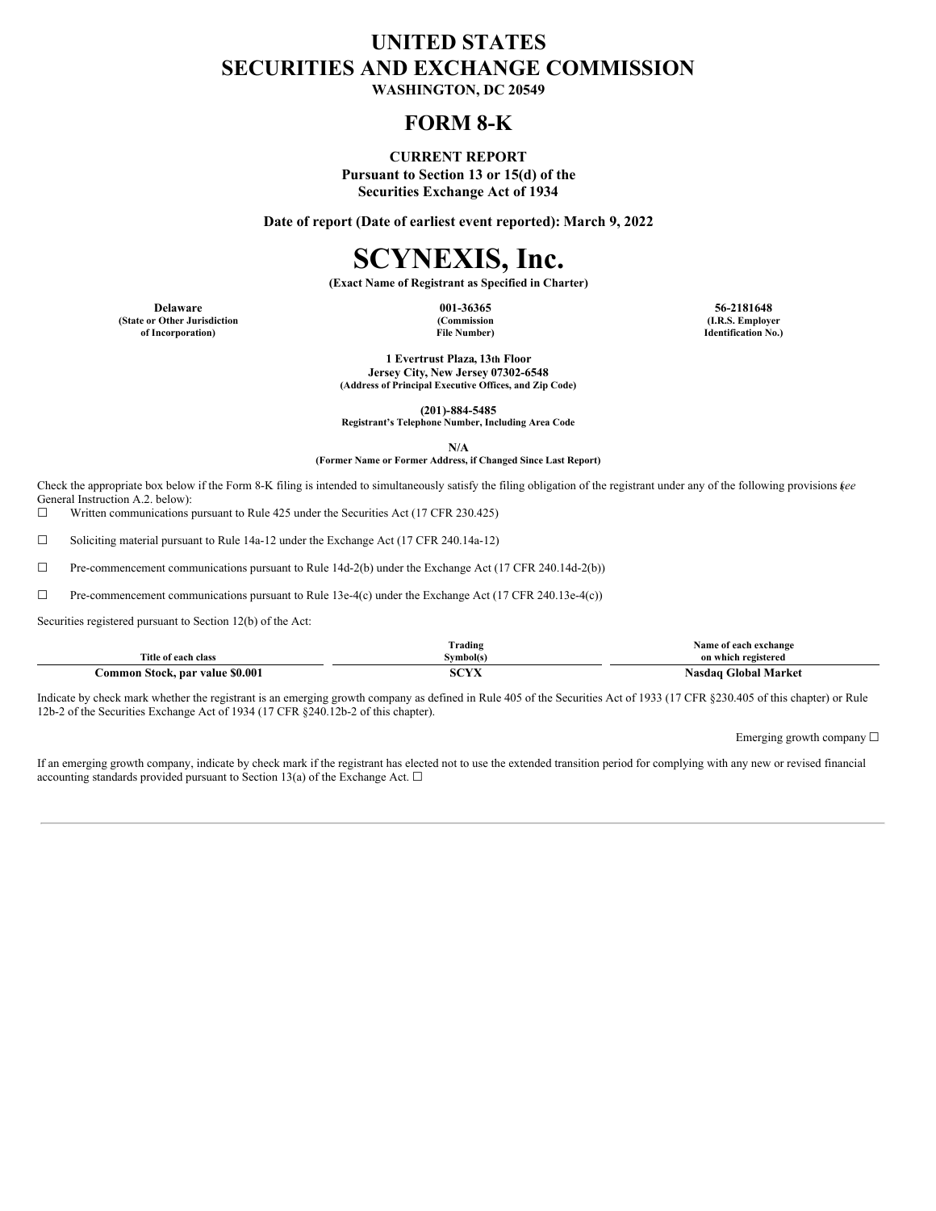# UNITED STATES
# SECURITIES AND EXCHANGE COMMISSION

**WASHINGTON, DC 20549**

## FORM 8-K

**CURRENT REPORT**
**Pursuant to Section 13 or 15(d) of the**
**Securities Exchange Act of 1934**

**Date of report (Date of earliest event reported): March 9, 2022**

# SCYNEXIS, Inc.

**(Exact Name of Registrant as Specified in Charter)**

| Delaware | 001-36365 | 56-2181648 |
|---|---|---|
| (State or Other Jurisdiction of Incorporation) | (Commission File Number) | (I.R.S. Employer Identification No.) |

**1 Evertrust Plaza, 13th Floor**
**Jersey City, New Jersey 07302-6548**
**(Address of Principal Executive Offices, and Zip Code)**

**(201)-884-5485**
**Registrant's Telephone Number, Including Area Code**

**N/A**
**(Former Name or Former Address, if Changed Since Last Report)**

Check the appropriate box below if the Form 8-K filing is intended to simultaneously satisfy the filing obligation of the registrant under any of the following provisions (*see* General Instruction A.2. below):

☐ Written communications pursuant to Rule 425 under the Securities Act (17 CFR 230.425)

☐ Soliciting material pursuant to Rule 14a-12 under the Exchange Act (17 CFR 240.14a-12)

☐ Pre-commencement communications pursuant to Rule 14d-2(b) under the Exchange Act (17 CFR 240.14d-2(b))

☐ Pre-commencement communications pursuant to Rule 13e-4(c) under the Exchange Act (17 CFR 240.13e-4(c))

Securities registered pursuant to Section 12(b) of the Act:

| Title of each class | Trading Symbol(s) | Name of each exchange on which registered |
|---|---|---|
| **Common Stock, par value $0.001** | **SCYX** | **Nasdaq Global Market** |

Indicate by check mark whether the registrant is an emerging growth company as defined in Rule 405 of the Securities Act of 1933 (17 CFR §230.405 of this chapter) or Rule 12b-2 of the Securities Exchange Act of 1934 (17 CFR §240.12b-2 of this chapter).

Emerging growth company ☐

If an emerging growth company, indicate by check mark if the registrant has elected not to use the extended transition period for complying with any new or revised financial accounting standards provided pursuant to Section 13(a) of the Exchange Act. ☐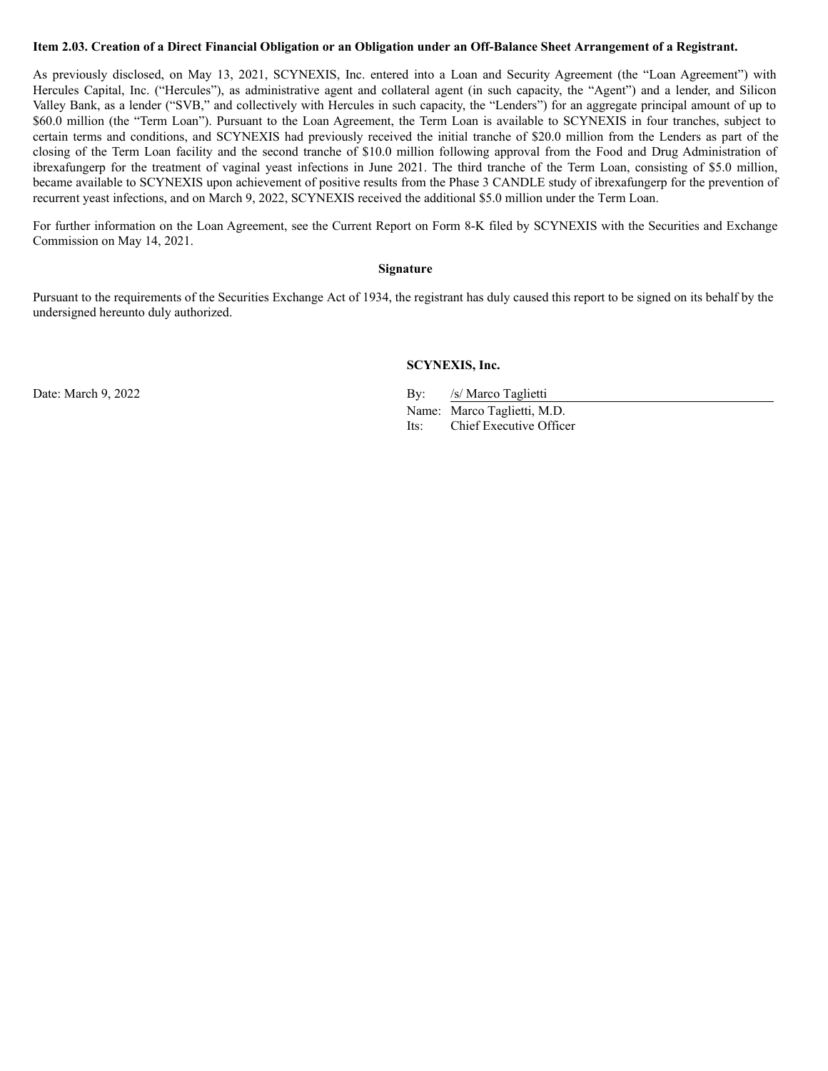**Item 2.03. Creation of a Direct Financial Obligation or an Obligation under an Off-Balance Sheet Arrangement of a Registrant.**

As previously disclosed, on May 13, 2021, SCYNEXIS, Inc. entered into a Loan and Security Agreement (the "Loan Agreement") with Hercules Capital, Inc. ("Hercules"), as administrative agent and collateral agent (in such capacity, the "Agent") and a lender, and Silicon Valley Bank, as a lender ("SVB," and collectively with Hercules in such capacity, the "Lenders") for an aggregate principal amount of up to $60.0 million (the "Term Loan"). Pursuant to the Loan Agreement, the Term Loan is available to SCYNEXIS in four tranches, subject to certain terms and conditions, and SCYNEXIS had previously received the initial tranche of $20.0 million from the Lenders as part of the closing of the Term Loan facility and the second tranche of $10.0 million following approval from the Food and Drug Administration of ibrexafungerp for the treatment of vaginal yeast infections in June 2021. The third tranche of the Term Loan, consisting of $5.0 million, became available to SCYNEXIS upon achievement of positive results from the Phase 3 CANDLE study of ibrexafungerp for the prevention of recurrent yeast infections, and on March 9, 2022, SCYNEXIS received the additional $5.0 million under the Term Loan.

For further information on the Loan Agreement, see the Current Report on Form 8-K filed by SCYNEXIS with the Securities and Exchange Commission on May 14, 2021.

**Signature**

Pursuant to the requirements of the Securities Exchange Act of 1934, the registrant has duly caused this report to be signed on its behalf by the undersigned hereunto duly authorized.

**SCYNEXIS, Inc.**

Date: March 9, 2022

By: /s/ Marco Taglietti
Name: Marco Taglietti, M.D.
Its: Chief Executive Officer